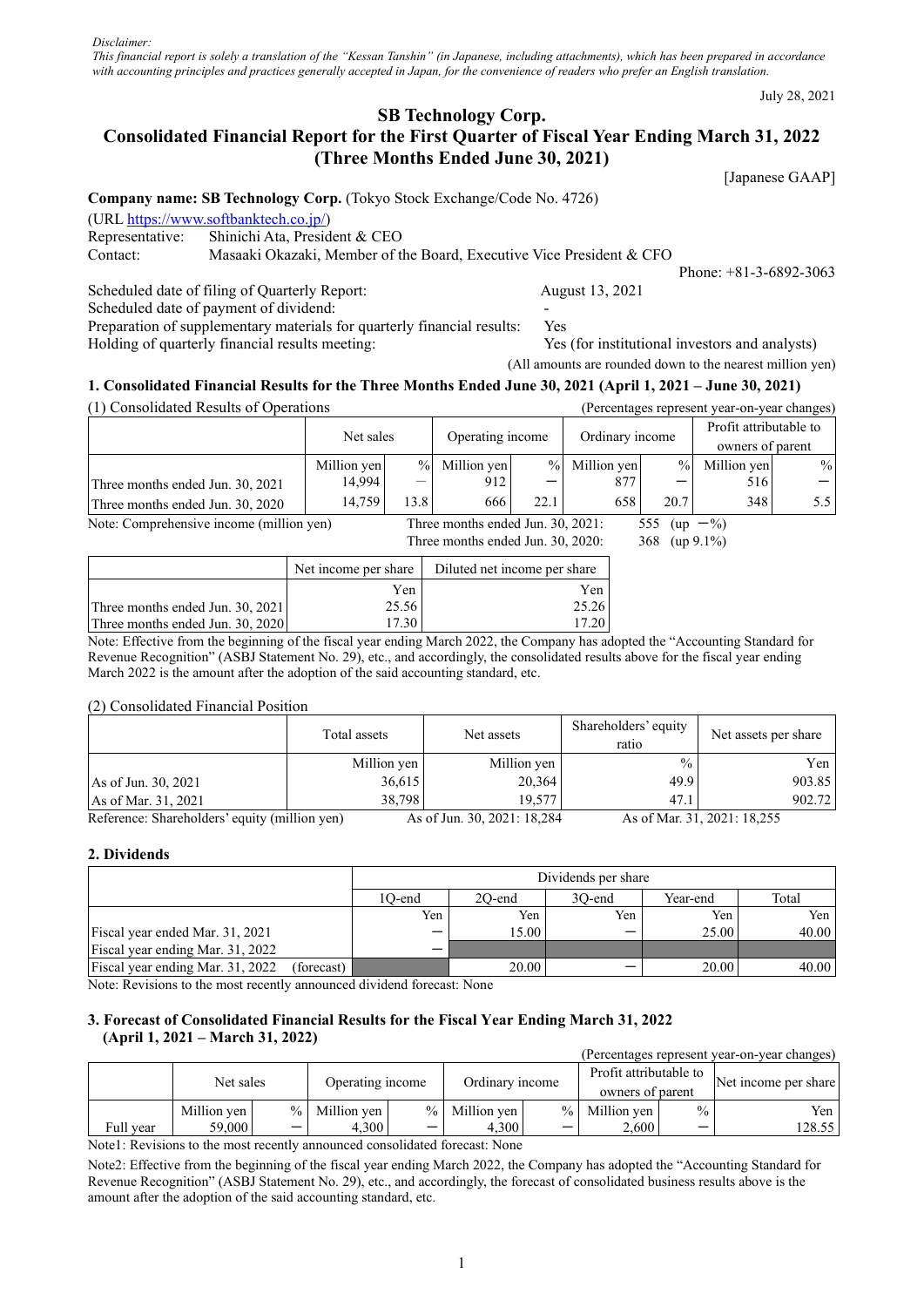*Disclaimer:*
*This financial report is solely a translation of the "Kessan Tanshin" (in Japanese, including attachments), which has been prepared in accordance with accounting principles and practices generally accepted in Japan, for the convenience of readers who prefer an English translation.*

July 28, 2021

# SB Technology Corp.
# Consolidated Financial Report for the First Quarter of Fiscal Year Ending March 31, 2022 (Three Months Ended June 30, 2021)

[Japanese GAAP]

**Company name: SB Technology Corp.** (Tokyo Stock Exchange/Code No. 4726)
(URL https://www.softbanktech.co.jp/)
Representative: Shinichi Ata, President & CEO
Contact: Masaaki Okazaki, Member of the Board, Executive Vice President & CFO
Phone: +81-3-6892-3063

Scheduled date of filing of Quarterly Report: August 13, 2021
Scheduled date of payment of dividend: -
Preparation of supplementary materials for quarterly financial results: Yes
Holding of quarterly financial results meeting: Yes (for institutional investors and analysts)

(All amounts are rounded down to the nearest million yen)

## 1. Consolidated Financial Results for the Three Months Ended June 30, 2021 (April 1, 2021 – June 30, 2021)

(1) Consolidated Results of Operations (Percentages represent year-on-year changes)

| | Net sales | | Operating income | | Ordinary income | | Profit attributable to owners of parent | |
|---|---|---|---|---|---|---|---|---|
| | Million yen | % | Million yen | % | Million yen | % | Million yen | % |
| Three months ended Jun. 30, 2021 | 14,994 | — | 912 | — | 877 | — | 516 | — |
| Three months ended Jun. 30, 2020 | 14,759 | 13.8 | 666 | 22.1 | 658 | 20.7 | 348 | 5.5 |

Note: Comprehensive income (million yen) Three months ended Jun. 30, 2021: 555 (up —%)
Three months ended Jun. 30, 2020: 368 (up 9.1%)

| | Net income per share | Diluted net income per share |
|---|---|---|
| | Yen | Yen |
| Three months ended Jun. 30, 2021 | 25.56 | 25.26 |
| Three months ended Jun. 30, 2020 | 17.30 | 17.20 |

Note: Effective from the beginning of the fiscal year ending March 2022, the Company has adopted the "Accounting Standard for Revenue Recognition" (ASBJ Statement No. 29), etc., and accordingly, the consolidated results above for the fiscal year ending March 2022 is the amount after the adoption of the said accounting standard, etc.

(2) Consolidated Financial Position

| | Total assets | Net assets | Shareholders' equity ratio | Net assets per share |
|---|---|---|---|---|
| | Million yen | Million yen | % | Yen |
| As of Jun. 30, 2021 | 36,615 | 20,364 | 49.9 | 903.85 |
| As of Mar. 31, 2021 | 38,798 | 19,577 | 47.1 | 902.72 |

Reference: Shareholders' equity (million yen) As of Jun. 30, 2021: 18,284 As of Mar. 31, 2021: 18,255

## 2. Dividends

| | Dividends per share | | | | |
|---|---|---|---|---|---|
| | 1Q-end | 2Q-end | 3Q-end | Year-end | Total |
| | Yen | Yen | Yen | Yen | Yen |
| Fiscal year ended Mar. 31, 2021 | — | 15.00 | — | 25.00 | 40.00 |
| Fiscal year ending Mar. 31, 2022 | — | | | | |
| Fiscal year ending Mar. 31, 2022 (forecast) | | 20.00 | — | 20.00 | 40.00 |

Note: Revisions to the most recently announced dividend forecast: None

## 3. Forecast of Consolidated Financial Results for the Fiscal Year Ending March 31, 2022 (April 1, 2021 – March 31, 2022)

(Percentages represent year-on-year changes)

| | Net sales | | Operating income | | Ordinary income | | Profit attributable to owners of parent | | Net income per share |
|---|---|---|---|---|---|---|---|---|---|
| | Million yen | % | Million yen | % | Million yen | % | Million yen | % | Yen |
| Full year | 59,000 | — | 4,300 | — | 4,300 | — | 2,600 | — | 128.55 |

Note1: Revisions to the most recently announced consolidated forecast: None

Note2: Effective from the beginning of the fiscal year ending March 2022, the Company has adopted the "Accounting Standard for Revenue Recognition" (ASBJ Statement No. 29), etc., and accordingly, the forecast of consolidated business results above is the amount after the adoption of the said accounting standard, etc.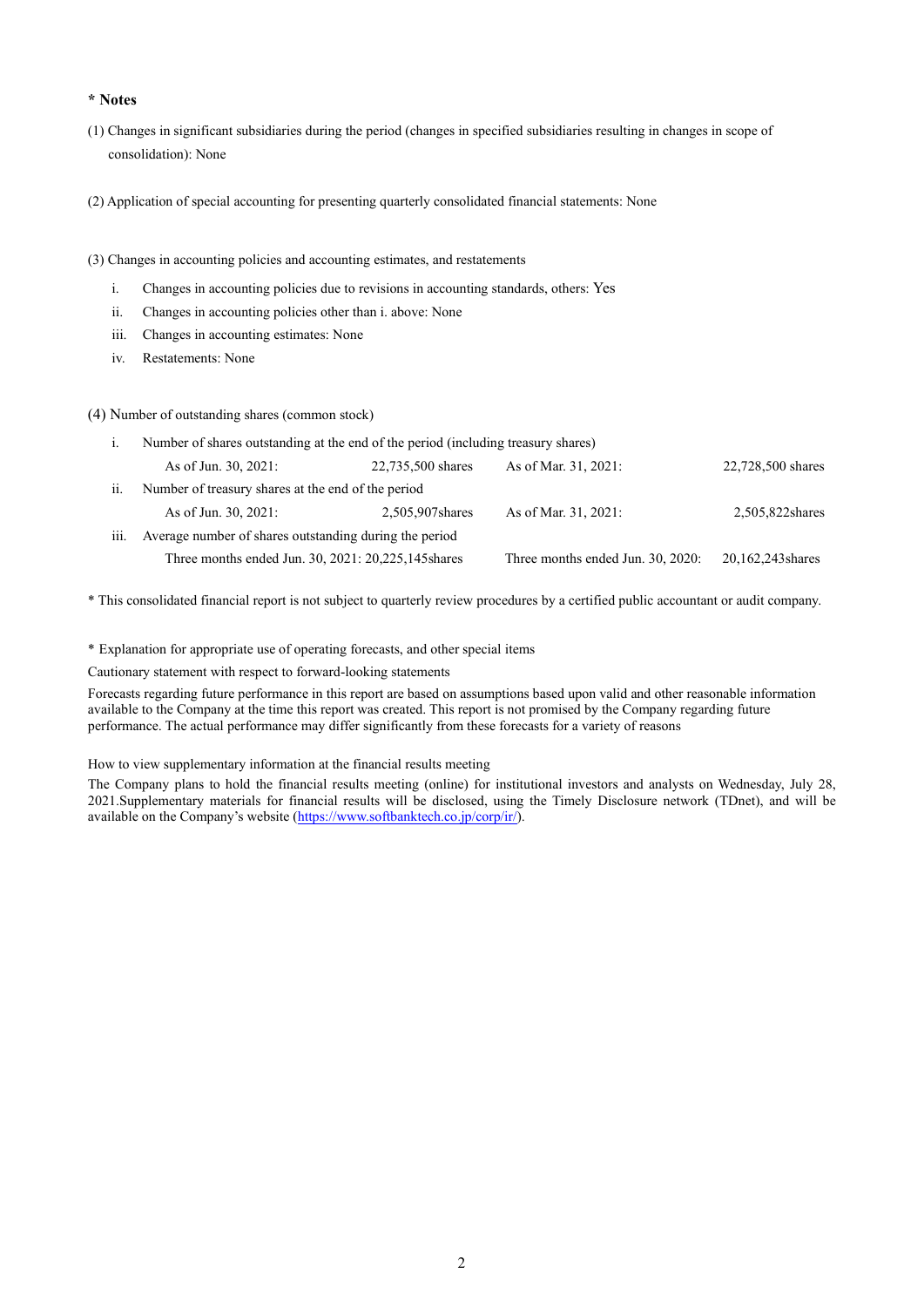**\* Notes**

(1) Changes in significant subsidiaries during the period (changes in specified subsidiaries resulting in changes in scope of consolidation): None

(2) Application of special accounting for presenting quarterly consolidated financial statements: None

(3) Changes in accounting policies and accounting estimates, and restatements

i. Changes in accounting policies due to revisions in accounting standards, others: Yes

ii. Changes in accounting policies other than i. above: None

iii. Changes in accounting estimates: None

iv. Restatements: None

(4) Number of outstanding shares (common stock)

i. Number of shares outstanding at the end of the period (including treasury shares)

| As of Jun. 30, 2021: | 22,735,500 shares | As of Mar. 31, 2021: | 22,728,500 shares |
|---|---|---|---|

ii. Number of treasury shares at the end of the period

| As of Jun. 30, 2021: | 2,505,907shares | As of Mar. 31, 2021: | 2,505,822shares |
|---|---|---|---|

iii. Average number of shares outstanding during the period

| Three months ended Jun. 30, 2021: 20,225,145shares | Three months ended Jun. 30, 2020: | 20,162,243shares |
|---|---|---|

\* This consolidated financial report is not subject to quarterly review procedures by a certified public accountant or audit company.

\* Explanation for appropriate use of operating forecasts, and other special items

Cautionary statement with respect to forward-looking statements

Forecasts regarding future performance in this report are based on assumptions based upon valid and other reasonable information available to the Company at the time this report was created. This report is not promised by the Company regarding future performance. The actual performance may differ significantly from these forecasts for a variety of reasons

How to view supplementary information at the financial results meeting

The Company plans to hold the financial results meeting (online) for institutional investors and analysts on Wednesday, July 28, 2021.Supplementary materials for financial results will be disclosed, using the Timely Disclosure network (TDnet), and will be available on the Company's website (https://www.softbanktech.co.jp/corp/ir/).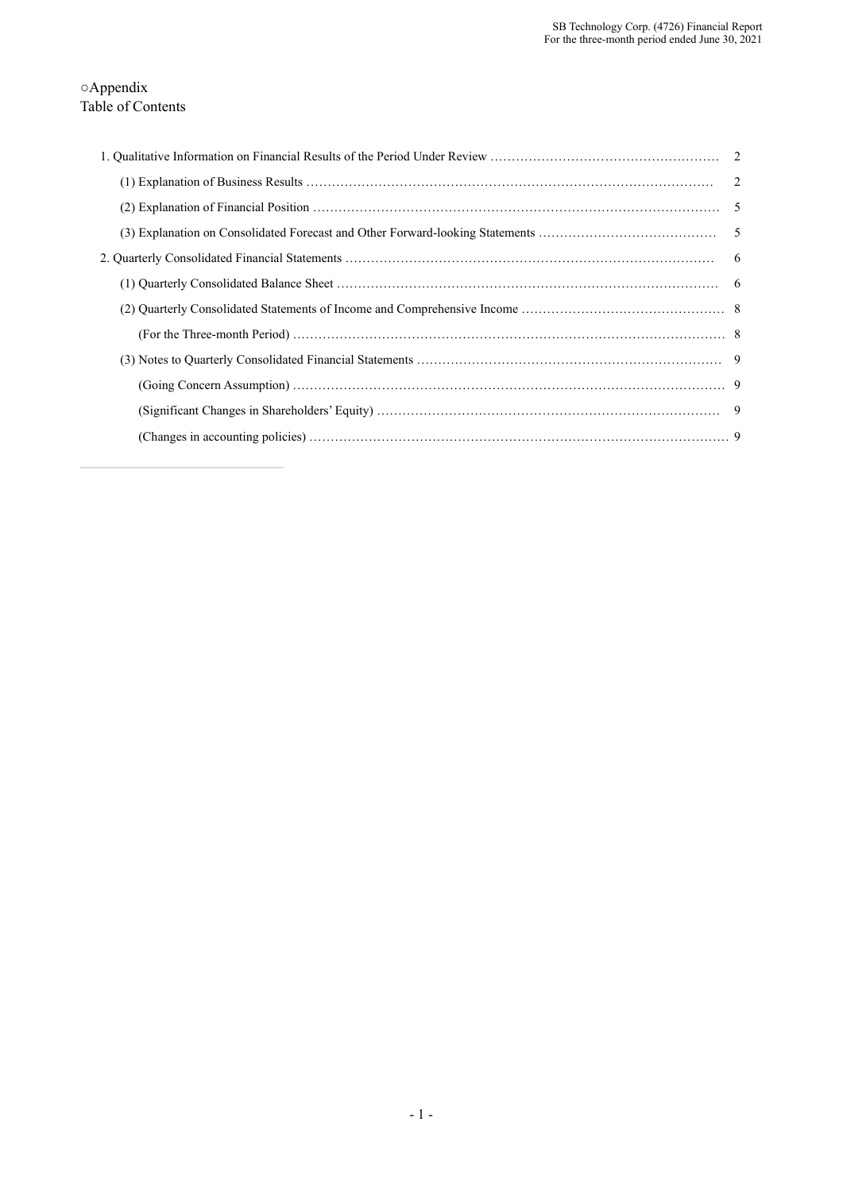○Appendix

Table of Contents

| | |
|---|---|
| 1. Qualitative Information on Financial Results of the Period Under Review | 2 |
| (1) Explanation of Business Results | 2 |
| (2) Explanation of Financial Position | 5 |
| (3) Explanation on Consolidated Forecast and Other Forward-looking Statements | 5 |
| 2. Quarterly Consolidated Financial Statements | 6 |
| (1) Quarterly Consolidated Balance Sheet | 6 |
| (2) Quarterly Consolidated Statements of Income and Comprehensive Income | 8 |
| (For the Three-month Period) | 8 |
| (3) Notes to Quarterly Consolidated Financial Statements | 9 |
| (Going Concern Assumption) | 9 |
| (Significant Changes in Shareholders' Equity) | 9 |
| (Changes in accounting policies) | 9 |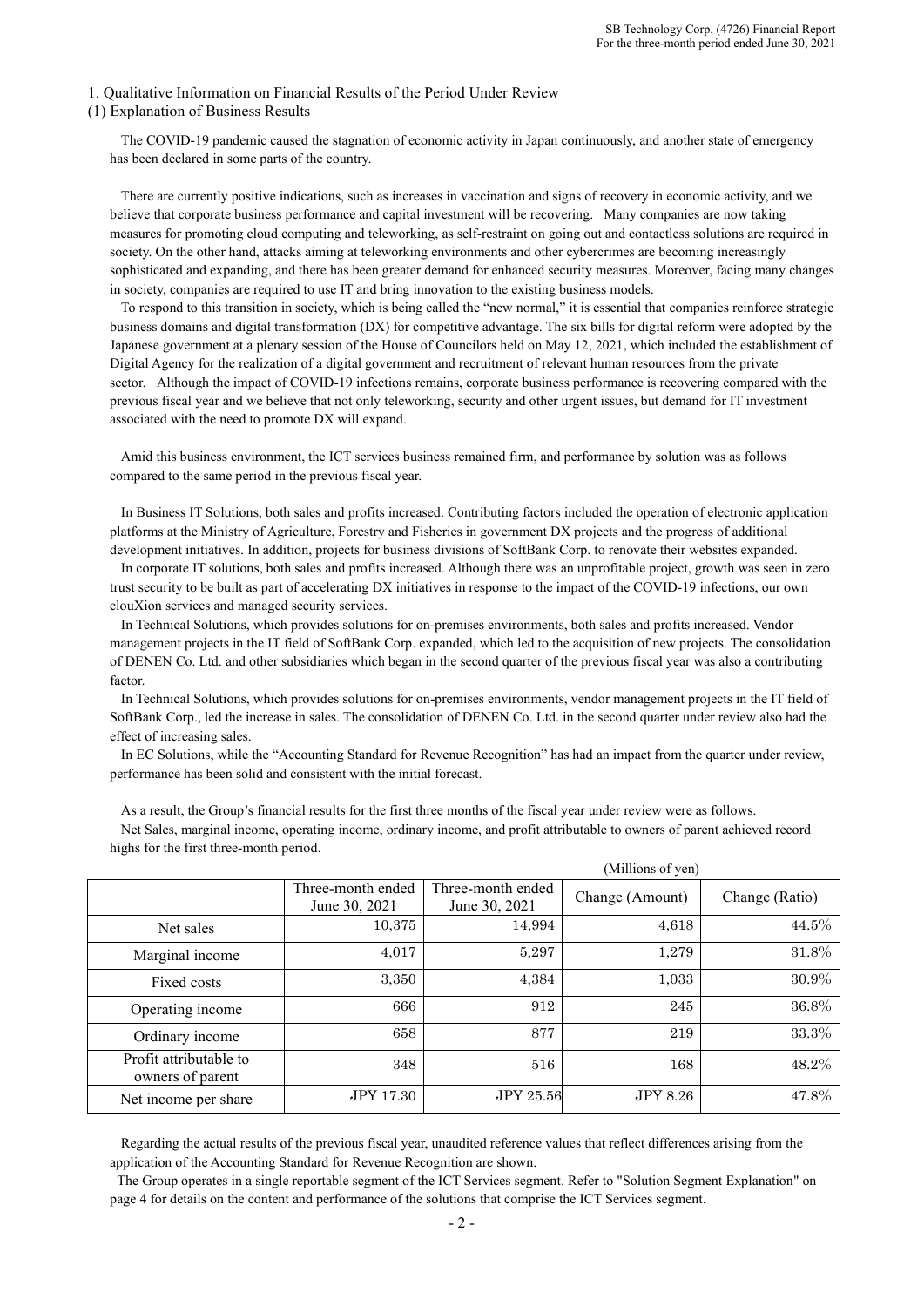1. Qualitative Information on Financial Results of the Period Under Review

(1) Explanation of Business Results

The COVID-19 pandemic caused the stagnation of economic activity in Japan continuously, and another state of emergency has been declared in some parts of the country.

There are currently positive indications, such as increases in vaccination and signs of recovery in economic activity, and we believe that corporate business performance and capital investment will be recovering. Many companies are now taking measures for promoting cloud computing and teleworking, as self-restraint on going out and contactless solutions are required in society. On the other hand, attacks aiming at teleworking environments and other cybercrimes are becoming increasingly sophisticated and expanding, and there has been greater demand for enhanced security measures. Moreover, facing many changes in society, companies are required to use IT and bring innovation to the existing business models.

To respond to this transition in society, which is being called the "new normal," it is essential that companies reinforce strategic business domains and digital transformation (DX) for competitive advantage. The six bills for digital reform were adopted by the Japanese government at a plenary session of the House of Councilors held on May 12, 2021, which included the establishment of Digital Agency for the realization of a digital government and recruitment of relevant human resources from the private sector. Although the impact of COVID-19 infections remains, corporate business performance is recovering compared with the previous fiscal year and we believe that not only teleworking, security and other urgent issues, but demand for IT investment associated with the need to promote DX will expand.

Amid this business environment, the ICT services business remained firm, and performance by solution was as follows compared to the same period in the previous fiscal year.

In Business IT Solutions, both sales and profits increased. Contributing factors included the operation of electronic application platforms at the Ministry of Agriculture, Forestry and Fisheries in government DX projects and the progress of additional development initiatives. In addition, projects for business divisions of SoftBank Corp. to renovate their websites expanded.

In corporate IT solutions, both sales and profits increased. Although there was an unprofitable project, growth was seen in zero trust security to be built as part of accelerating DX initiatives in response to the impact of the COVID-19 infections, our own clouXion services and managed security services.

In Technical Solutions, which provides solutions for on-premises environments, both sales and profits increased. Vendor management projects in the IT field of SoftBank Corp. expanded, which led to the acquisition of new projects. The consolidation of DENEN Co. Ltd. and other subsidiaries which began in the second quarter of the previous fiscal year was also a contributing factor.

In Technical Solutions, which provides solutions for on-premises environments, vendor management projects in the IT field of SoftBank Corp., led the increase in sales. The consolidation of DENEN Co. Ltd. in the second quarter under review also had the effect of increasing sales.

In EC Solutions, while the "Accounting Standard for Revenue Recognition" has had an impact from the quarter under review, performance has been solid and consistent with the initial forecast.

As a result, the Group's financial results for the first three months of the fiscal year under review were as follows.

Net Sales, marginal income, operating income, ordinary income, and profit attributable to owners of parent achieved record highs for the first three-month period.

(Millions of yen)

| | Three-month ended June 30, 2021 | Three-month ended June 30, 2021 | Change (Amount) | Change (Ratio) |
|---|---|---|---|---|
| Net sales | 10,375 | 14,994 | 4,618 | 44.5% |
| Marginal income | 4,017 | 5,297 | 1,279 | 31.8% |
| Fixed costs | 3,350 | 4,384 | 1,033 | 30.9% |
| Operating income | 666 | 912 | 245 | 36.8% |
| Ordinary income | 658 | 877 | 219 | 33.3% |
| Profit attributable to owners of parent | 348 | 516 | 168 | 48.2% |
| Net income per share | JPY 17.30 | JPY 25.56 | JPY 8.26 | 47.8% |

Regarding the actual results of the previous fiscal year, unaudited reference values that reflect differences arising from the application of the Accounting Standard for Revenue Recognition are shown.

The Group operates in a single reportable segment of the ICT Services segment. Refer to "Solution Segment Explanation" on page 4 for details on the content and performance of the solutions that comprise the ICT Services segment.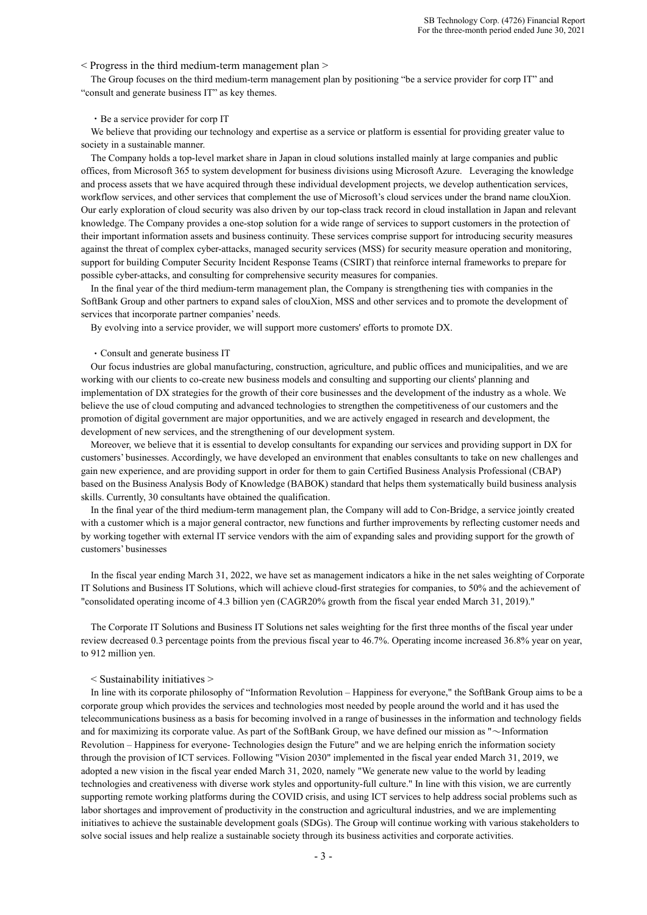< Progress in the third medium-term management plan >

The Group focuses on the third medium-term management plan by positioning "be a service provider for corp IT" and "consult and generate business IT" as key themes.

・Be a service provider for corp IT

We believe that providing our technology and expertise as a service or platform is essential for providing greater value to society in a sustainable manner.

The Company holds a top-level market share in Japan in cloud solutions installed mainly at large companies and public offices, from Microsoft 365 to system development for business divisions using Microsoft Azure. Leveraging the knowledge and process assets that we have acquired through these individual development projects, we develop authentication services, workflow services, and other services that complement the use of Microsoft's cloud services under the brand name clouXion. Our early exploration of cloud security was also driven by our top-class track record in cloud installation in Japan and relevant knowledge. The Company provides a one-stop solution for a wide range of services to support customers in the protection of their important information assets and business continuity. These services comprise support for introducing security measures against the threat of complex cyber-attacks, managed security services (MSS) for security measure operation and monitoring, support for building Computer Security Incident Response Teams (CSIRT) that reinforce internal frameworks to prepare for possible cyber-attacks, and consulting for comprehensive security measures for companies.

In the final year of the third medium-term management plan, the Company is strengthening ties with companies in the SoftBank Group and other partners to expand sales of clouXion, MSS and other services and to promote the development of services that incorporate partner companies' needs.

By evolving into a service provider, we will support more customers' efforts to promote DX.

・Consult and generate business IT

Our focus industries are global manufacturing, construction, agriculture, and public offices and municipalities, and we are working with our clients to co-create new business models and consulting and supporting our clients' planning and implementation of DX strategies for the growth of their core businesses and the development of the industry as a whole. We believe the use of cloud computing and advanced technologies to strengthen the competitiveness of our customers and the promotion of digital government are major opportunities, and we are actively engaged in research and development, the development of new services, and the strengthening of our development system.

Moreover, we believe that it is essential to develop consultants for expanding our services and providing support in DX for customers' businesses. Accordingly, we have developed an environment that enables consultants to take on new challenges and gain new experience, and are providing support in order for them to gain Certified Business Analysis Professional (CBAP) based on the Business Analysis Body of Knowledge (BABOK) standard that helps them systematically build business analysis skills. Currently, 30 consultants have obtained the qualification.

In the final year of the third medium-term management plan, the Company will add to Con-Bridge, a service jointly created with a customer which is a major general contractor, new functions and further improvements by reflecting customer needs and by working together with external IT service vendors with the aim of expanding sales and providing support for the growth of customers' businesses

In the fiscal year ending March 31, 2022, we have set as management indicators a hike in the net sales weighting of Corporate IT Solutions and Business IT Solutions, which will achieve cloud-first strategies for companies, to 50% and the achievement of "consolidated operating income of 4.3 billion yen (CAGR20% growth from the fiscal year ended March 31, 2019)."

The Corporate IT Solutions and Business IT Solutions net sales weighting for the first three months of the fiscal year under review decreased 0.3 percentage points from the previous fiscal year to 46.7%. Operating income increased 36.8% year on year, to 912 million yen.

< Sustainability initiatives >

In line with its corporate philosophy of "Information Revolution – Happiness for everyone," the SoftBank Group aims to be a corporate group which provides the services and technologies most needed by people around the world and it has used the telecommunications business as a basis for becoming involved in a range of businesses in the information and technology fields and for maximizing its corporate value. As part of the SoftBank Group, we have defined our mission as "～Information Revolution – Happiness for everyone- Technologies design the Future" and we are helping enrich the information society through the provision of ICT services. Following "Vision 2030" implemented in the fiscal year ended March 31, 2019, we adopted a new vision in the fiscal year ended March 31, 2020, namely "We generate new value to the world by leading technologies and creativeness with diverse work styles and opportunity-full culture." In line with this vision, we are currently supporting remote working platforms during the COVID crisis, and using ICT services to help address social problems such as labor shortages and improvement of productivity in the construction and agricultural industries, and we are implementing initiatives to achieve the sustainable development goals (SDGs). The Group will continue working with various stakeholders to solve social issues and help realize a sustainable society through its business activities and corporate activities.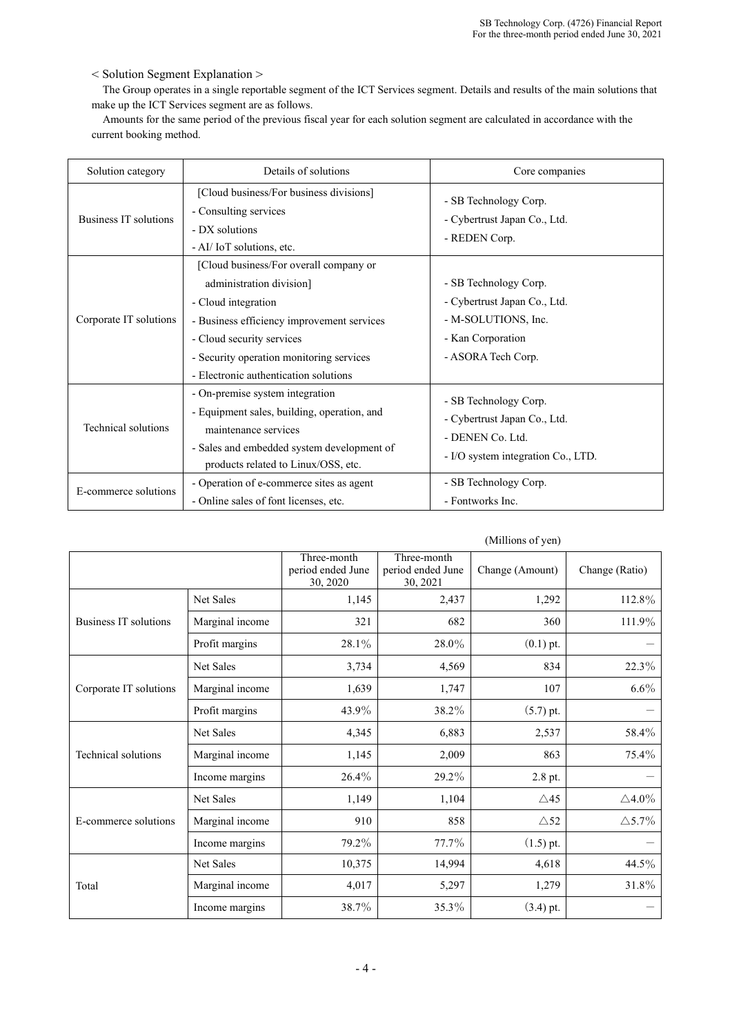< Solution Segment Explanation >

The Group operates in a single reportable segment of the ICT Services segment. Details and results of the main solutions that make up the ICT Services segment are as follows.

Amounts for the same period of the previous fiscal year for each solution segment are calculated in accordance with the current booking method.

| Solution category | Details of solutions | Core companies |
|---|---|---|
| Business IT solutions | [Cloud business/For business divisions]<br>- Consulting services<br>- DX solutions<br>- AI/ IoT solutions, etc. | - SB Technology Corp.<br>- Cybertrust Japan Co., Ltd.<br>- REDEN Corp. |
| Corporate IT solutions | [Cloud business/For overall company or administration division]<br>- Cloud integration<br>- Business efficiency improvement services<br>- Cloud security services<br>- Security operation monitoring services<br>- Electronic authentication solutions | - SB Technology Corp.<br>- Cybertrust Japan Co., Ltd.<br>- M-SOLUTIONS, Inc.<br>- Kan Corporation<br>- ASORA Tech Corp. |
| Technical solutions | - On-premise system integration<br>- Equipment sales, building, operation, and maintenance services<br>- Sales and embedded system development of products related to Linux/OSS, etc. | - SB Technology Corp.<br>- Cybertrust Japan Co., Ltd.<br>- DENEN Co. Ltd.<br>- I/O system integration Co., LTD. |
| E-commerce solutions | - Operation of e-commerce sites as agent<br>- Online sales of font licenses, etc. | - SB Technology Corp.<br>- Fontworks Inc. |

(Millions of yen)

| | | Three-month period ended June 30, 2020 | Three-month period ended June 30, 2021 | Change (Amount) | Change (Ratio) |
|---|---|---|---|---|---|
| Business IT solutions | Net Sales | 1,145 | 2,437 | 1,292 | 112.8% |
| | Marginal income | 321 | 682 | 360 | 111.9% |
| | Profit margins | 28.1% | 28.0% | (0.1) pt. | ― |
| Corporate IT solutions | Net Sales | 3,734 | 4,569 | 834 | 22.3% |
| | Marginal income | 1,639 | 1,747 | 107 | 6.6% |
| | Profit margins | 43.9% | 38.2% | (5.7) pt. | ― |
| Technical solutions | Net Sales | 4,345 | 6,883 | 2,537 | 58.4% |
| | Marginal income | 1,145 | 2,009 | 863 | 75.4% |
| | Income margins | 26.4% | 29.2% | 2.8 pt. | ― |
| E-commerce solutions | Net Sales | 1,149 | 1,104 | △45 | △4.0% |
| | Marginal income | 910 | 858 | △52 | △5.7% |
| | Income margins | 79.2% | 77.7% | (1.5) pt. | ― |
| Total | Net Sales | 10,375 | 14,994 | 4,618 | 44.5% |
| | Marginal income | 4,017 | 5,297 | 1,279 | 31.8% |
| | Income margins | 38.7% | 35.3% | (3.4) pt. | ― |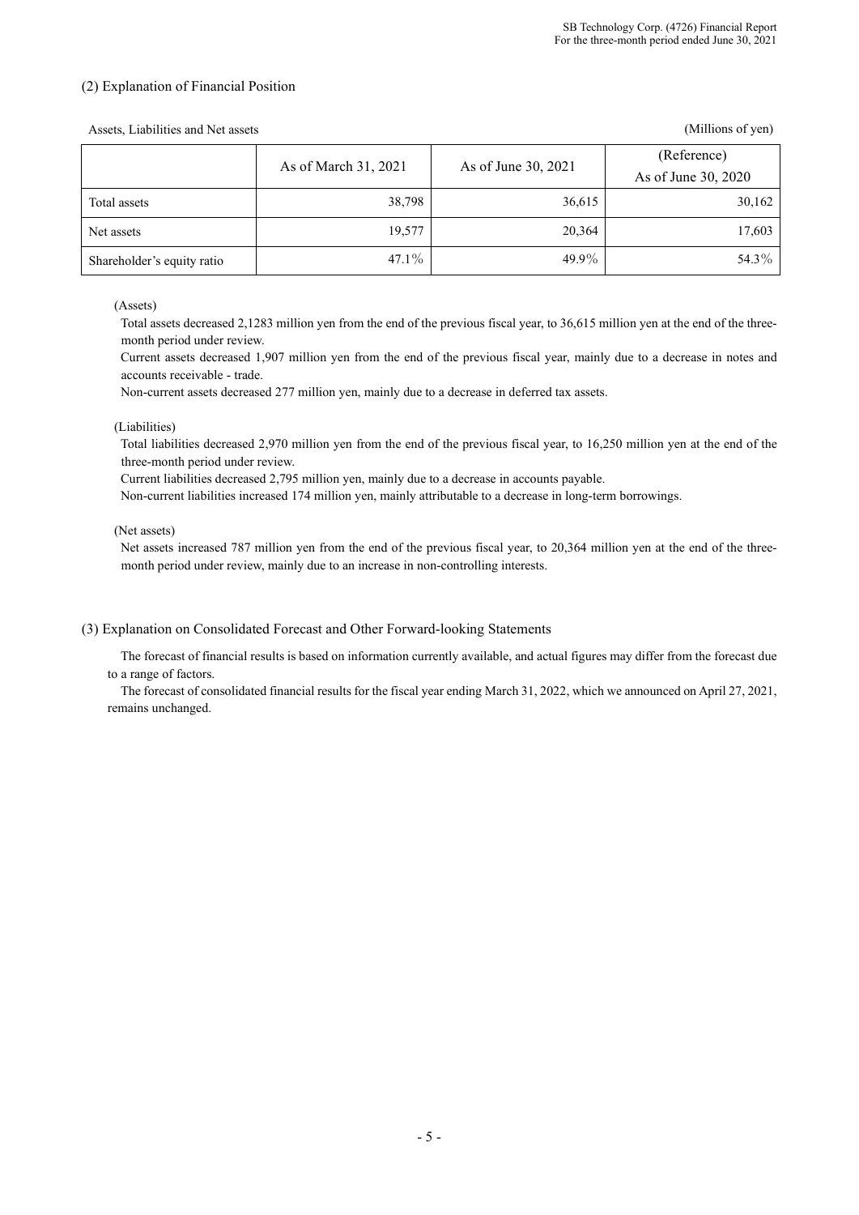## (2) Explanation of Financial Position

Assets, Liabilities and Net assets (Millions of yen)

| | As of March 31, 2021 | As of June 30, 2021 | (Reference) As of June 30, 2020 |
|---|---|---|---|
| Total assets | 38,798 | 36,615 | 30,162 |
| Net assets | 19,577 | 20,364 | 17,603 |
| Shareholder's equity ratio | 47.1% | 49.9% | 54.3% |

(Assets)

Total assets decreased 2,1283 million yen from the end of the previous fiscal year, to 36,615 million yen at the end of the three-month period under review.

Current assets decreased 1,907 million yen from the end of the previous fiscal year, mainly due to a decrease in notes and accounts receivable - trade.

Non-current assets decreased 277 million yen, mainly due to a decrease in deferred tax assets.

(Liabilities)

Total liabilities decreased 2,970 million yen from the end of the previous fiscal year, to 16,250 million yen at the end of the three-month period under review.

Current liabilities decreased 2,795 million yen, mainly due to a decrease in accounts payable.

Non-current liabilities increased 174 million yen, mainly attributable to a decrease in long-term borrowings.

(Net assets)

Net assets increased 787 million yen from the end of the previous fiscal year, to 20,364 million yen at the end of the three-month period under review, mainly due to an increase in non-controlling interests.

## (3) Explanation on Consolidated Forecast and Other Forward-looking Statements

The forecast of financial results is based on information currently available, and actual figures may differ from the forecast due to a range of factors.

The forecast of consolidated financial results for the fiscal year ending March 31, 2022, which we announced on April 27, 2021, remains unchanged.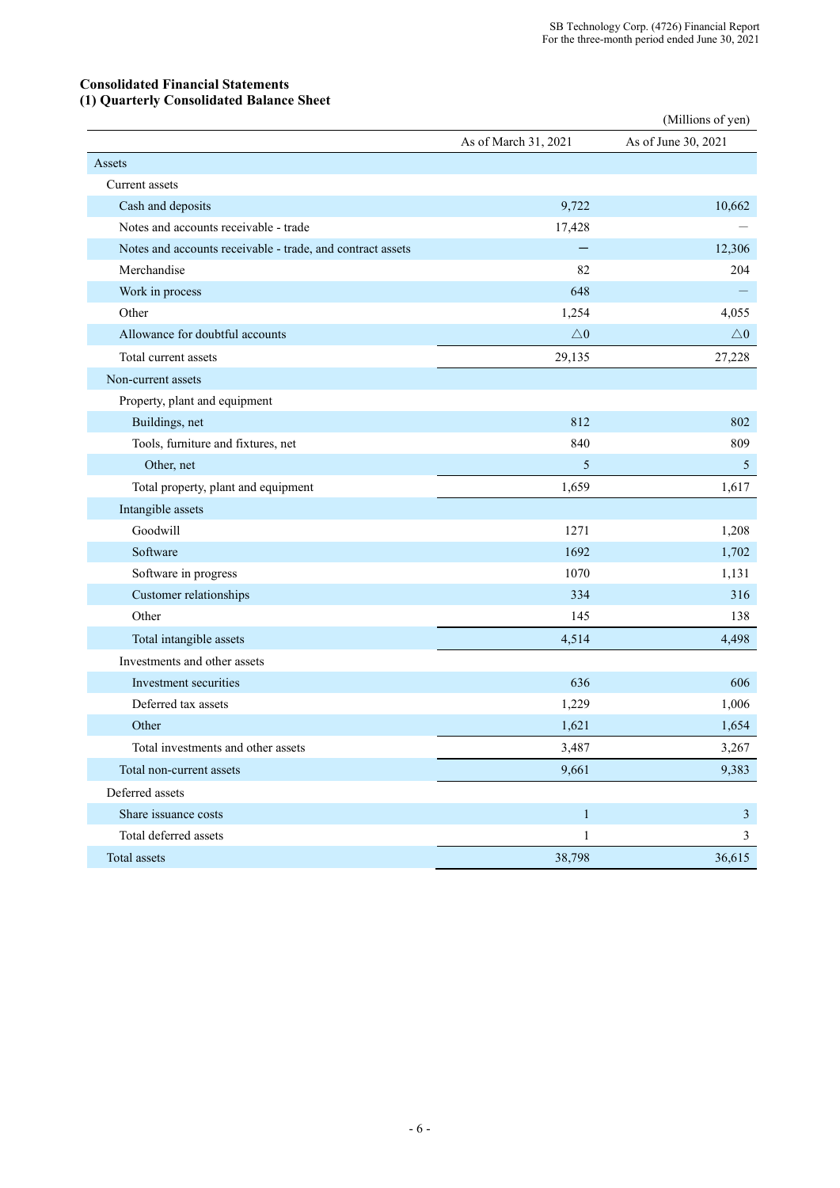## Consolidated Financial Statements

### (1) Quarterly Consolidated Balance Sheet

(Millions of yen)

| | As of March 31, 2021 | As of June 30, 2021 |
|---|---|---|
| Assets | | |
| Current assets | | |
| Cash and deposits | 9,722 | 10,662 |
| Notes and accounts receivable - trade | 17,428 | ― |
| Notes and accounts receivable - trade, and contract assets | ― | 12,306 |
| Merchandise | 82 | 204 |
| Work in process | 648 | ― |
| Other | 1,254 | 4,055 |
| Allowance for doubtful accounts | △0 | △0 |
| Total current assets | 29,135 | 27,228 |
| Non-current assets | | |
| Property, plant and equipment | | |
| Buildings, net | 812 | 802 |
| Tools, furniture and fixtures, net | 840 | 809 |
| Other, net | 5 | 5 |
| Total property, plant and equipment | 1,659 | 1,617 |
| Intangible assets | | |
| Goodwill | 1271 | 1,208 |
| Software | 1692 | 1,702 |
| Software in progress | 1070 | 1,131 |
| Customer relationships | 334 | 316 |
| Other | 145 | 138 |
| Total intangible assets | 4,514 | 4,498 |
| Investments and other assets | | |
| Investment securities | 636 | 606 |
| Deferred tax assets | 1,229 | 1,006 |
| Other | 1,621 | 1,654 |
| Total investments and other assets | 3,487 | 3,267 |
| Total non-current assets | 9,661 | 9,383 |
| Deferred assets | | |
| Share issuance costs | 1 | 3 |
| Total deferred assets | 1 | 3 |
| Total assets | 38,798 | 36,615 |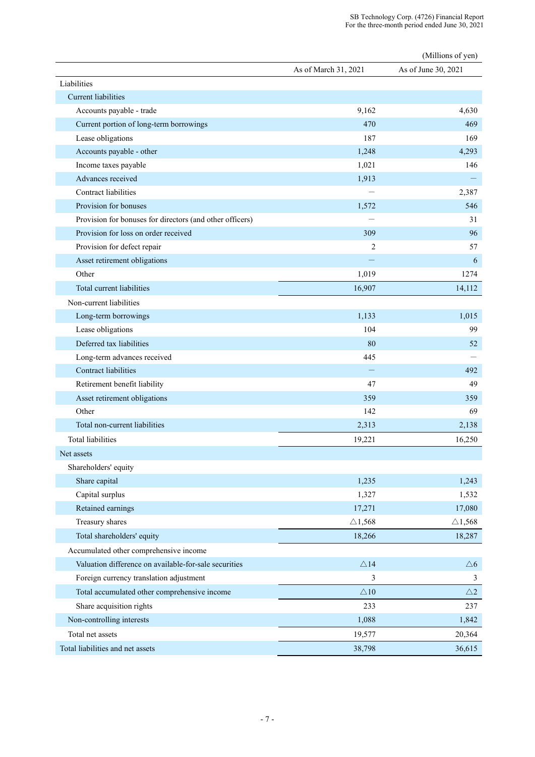(Millions of yen)

| | As of March 31, 2021 | As of June 30, 2021 |
|---|---|---|
| Liabilities | | |
| Current liabilities | | |
| Accounts payable - trade | 9,162 | 4,630 |
| Current portion of long-term borrowings | 470 | 469 |
| Lease obligations | 187 | 169 |
| Accounts payable - other | 1,248 | 4,293 |
| Income taxes payable | 1,021 | 146 |
| Advances received | 1,913 | — |
| Contract liabilities | — | 2,387 |
| Provision for bonuses | 1,572 | 546 |
| Provision for bonuses for directors (and other officers) | — | 31 |
| Provision for loss on order received | 309 | 96 |
| Provision for defect repair | 2 | 57 |
| Asset retirement obligations | — | 6 |
| Other | 1,019 | 1274 |
| Total current liabilities | 16,907 | 14,112 |
| Non-current liabilities | | |
| Long-term borrowings | 1,133 | 1,015 |
| Lease obligations | 104 | 99 |
| Deferred tax liabilities | 80 | 52 |
| Long-term advances received | 445 | — |
| Contract liabilities | — | 492 |
| Retirement benefit liability | 47 | 49 |
| Asset retirement obligations | 359 | 359 |
| Other | 142 | 69 |
| Total non-current liabilities | 2,313 | 2,138 |
| Total liabilities | 19,221 | 16,250 |
| Net assets | | |
| Shareholders' equity | | |
| Share capital | 1,235 | 1,243 |
| Capital surplus | 1,327 | 1,532 |
| Retained earnings | 17,271 | 17,080 |
| Treasury shares | △1,568 | △1,568 |
| Total shareholders' equity | 18,266 | 18,287 |
| Accumulated other comprehensive income | | |
| Valuation difference on available-for-sale securities | △14 | △6 |
| Foreign currency translation adjustment | 3 | 3 |
| Total accumulated other comprehensive income | △10 | △2 |
| Share acquisition rights | 233 | 237 |
| Non-controlling interests | 1,088 | 1,842 |
| Total net assets | 19,577 | 20,364 |
| Total liabilities and net assets | 38,798 | 36,615 |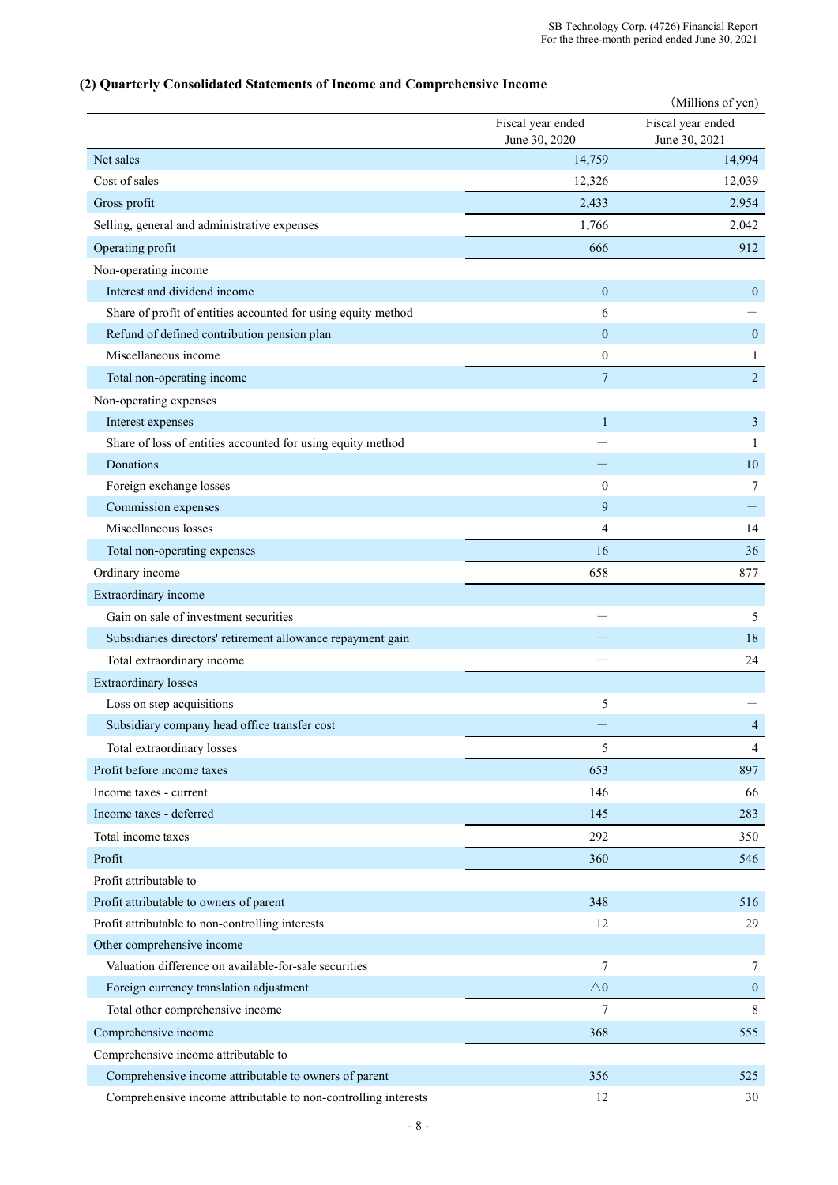## (2) Quarterly Consolidated Statements of Income and Comprehensive Income

(Millions of yen)

| | Fiscal year ended June 30, 2020 | Fiscal year ended June 30, 2021 |
|---|---|---|
| Net sales | 14,759 | 14,994 |
| Cost of sales | 12,326 | 12,039 |
| Gross profit | 2,433 | 2,954 |
| Selling, general and administrative expenses | 1,766 | 2,042 |
| Operating profit | 666 | 912 |
| Non-operating income | | |
| Interest and dividend income | 0 | 0 |
| Share of profit of entities accounted for using equity method | 6 | ― |
| Refund of defined contribution pension plan | 0 | 0 |
| Miscellaneous income | 0 | 1 |
| Total non-operating income | 7 | 2 |
| Non-operating expenses | | |
| Interest expenses | 1 | 3 |
| Share of loss of entities accounted for using equity method | ― | 1 |
| Donations | ― | 10 |
| Foreign exchange losses | 0 | 7 |
| Commission expenses | 9 | ― |
| Miscellaneous losses | 4 | 14 |
| Total non-operating expenses | 16 | 36 |
| Ordinary income | 658 | 877 |
| Extraordinary income | | |
| Gain on sale of investment securities | ― | 5 |
| Subsidiaries directors' retirement allowance repayment gain | ― | 18 |
| Total extraordinary income | ― | 24 |
| Extraordinary losses | | |
| Loss on step acquisitions | 5 | ― |
| Subsidiary company head office transfer cost | ― | 4 |
| Total extraordinary losses | 5 | 4 |
| Profit before income taxes | 653 | 897 |
| Income taxes - current | 146 | 66 |
| Income taxes - deferred | 145 | 283 |
| Total income taxes | 292 | 350 |
| Profit | 360 | 546 |
| Profit attributable to | | |
| Profit attributable to owners of parent | 348 | 516 |
| Profit attributable to non-controlling interests | 12 | 29 |
| Other comprehensive income | | |
| Valuation difference on available-for-sale securities | 7 | 7 |
| Foreign currency translation adjustment | △0 | 0 |
| Total other comprehensive income | 7 | 8 |
| Comprehensive income | 368 | 555 |
| Comprehensive income attributable to | | |
| Comprehensive income attributable to owners of parent | 356 | 525 |
| Comprehensive income attributable to non-controlling interests | 12 | 30 |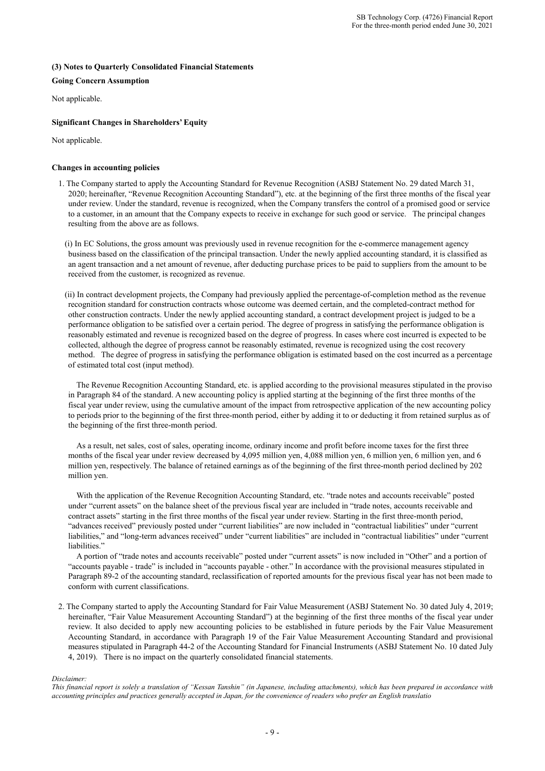### (3) Notes to Quarterly Consolidated Financial Statements

**Going Concern Assumption**

Not applicable.

**Significant Changes in Shareholders' Equity**

Not applicable.

**Changes in accounting policies**

1. The Company started to apply the Accounting Standard for Revenue Recognition (ASBJ Statement No. 29 dated March 31, 2020; hereinafter, "Revenue Recognition Accounting Standard"), etc. at the beginning of the first three months of the fiscal year under review. Under the standard, revenue is recognized, when the Company transfers the control of a promised good or service to a customer, in an amount that the Company expects to receive in exchange for such good or service. The principal changes resulting from the above are as follows.

   (i) In EC Solutions, the gross amount was previously used in revenue recognition for the e-commerce management agency business based on the classification of the principal transaction. Under the newly applied accounting standard, it is classified as an agent transaction and a net amount of revenue, after deducting purchase prices to be paid to suppliers from the amount to be received from the customer, is recognized as revenue.

   (ii) In contract development projects, the Company had previously applied the percentage-of-completion method as the revenue recognition standard for construction contracts whose outcome was deemed certain, and the completed-contract method for other construction contracts. Under the newly applied accounting standard, a contract development project is judged to be a performance obligation to be satisfied over a certain period. The degree of progress in satisfying the performance obligation is reasonably estimated and revenue is recognized based on the degree of progress. In cases where cost incurred is expected to be collected, although the degree of progress cannot be reasonably estimated, revenue is recognized using the cost recovery method. The degree of progress in satisfying the performance obligation is estimated based on the cost incurred as a percentage of estimated total cost (input method).

   The Revenue Recognition Accounting Standard, etc. is applied according to the provisional measures stipulated in the proviso in Paragraph 84 of the standard. A new accounting policy is applied starting at the beginning of the first three months of the fiscal year under review, using the cumulative amount of the impact from retrospective application of the new accounting policy to periods prior to the beginning of the first three-month period, either by adding it to or deducting it from retained surplus as of the beginning of the first three-month period.

   As a result, net sales, cost of sales, operating income, ordinary income and profit before income taxes for the first three months of the fiscal year under review decreased by 4,095 million yen, 4,088 million yen, 6 million yen, 6 million yen, and 6 million yen, respectively. The balance of retained earnings as of the beginning of the first three-month period declined by 202 million yen.

   With the application of the Revenue Recognition Accounting Standard, etc. "trade notes and accounts receivable" posted under "current assets" on the balance sheet of the previous fiscal year are included in "trade notes, accounts receivable and contract assets" starting in the first three months of the fiscal year under review. Starting in the first three-month period, "advances received" previously posted under "current liabilities" are now included in "contractual liabilities" under "current liabilities," and "long-term advances received" under "current liabilities" are included in "contractual liabilities" under "current liabilities."

   A portion of "trade notes and accounts receivable" posted under "current assets" is now included in "Other" and a portion of "accounts payable - trade" is included in "accounts payable - other." In accordance with the provisional measures stipulated in Paragraph 89-2 of the accounting standard, reclassification of reported amounts for the previous fiscal year has not been made to conform with current classifications.

2. The Company started to apply the Accounting Standard for Fair Value Measurement (ASBJ Statement No. 30 dated July 4, 2019; hereinafter, "Fair Value Measurement Accounting Standard") at the beginning of the first three months of the fiscal year under review. It also decided to apply new accounting policies to be established in future periods by the Fair Value Measurement Accounting Standard, in accordance with Paragraph 19 of the Fair Value Measurement Accounting Standard and provisional measures stipulated in Paragraph 44-2 of the Accounting Standard for Financial Instruments (ASBJ Statement No. 10 dated July 4, 2019). There is no impact on the quarterly consolidated financial statements.

*Disclaimer:*
*This financial report is solely a translation of "Kessan Tanshin" (in Japanese, including attachments), which has been prepared in accordance with accounting principles and practices generally accepted in Japan, for the convenience of readers who prefer an English translatio*